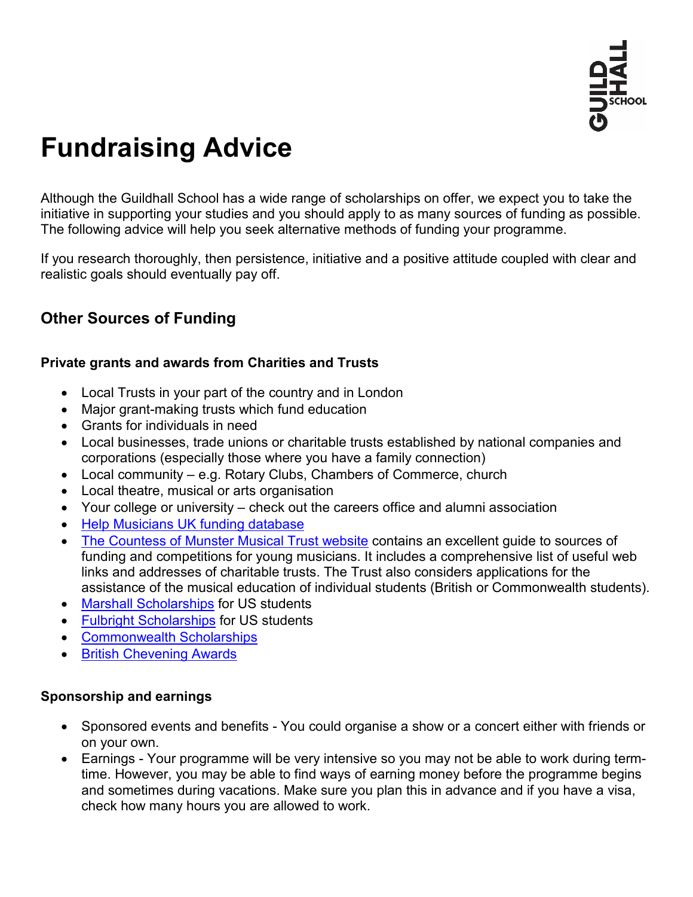# Fundraising Advice

Although the Guildhall School has a wide range of scholarships on offer, we expect you to take the initiative in supporting your studies and you should apply to as many sources of funding as possible. The following advice will help you seek alternative methods of funding your programme.

If you research thoroughly, then persistence, initiative and a positive attitude coupled with clear and realistic goals should eventually pay off.

## Other Sources of Funding

### Private grants and awards from Charities and Trusts

- Local Trusts in your part of the country and in London
- Major grant-making trusts which fund education
- Grants for individuals in need
- Local businesses, trade unions or charitable trusts established by national companies and corporations (especially those where you have a family connection)
- Local community – e.g. Rotary Clubs, Chambers of Commerce, church
- Local theatre, musical or arts organisation
- Your college or university – check out the careers office and alumni association
- Help Musicians UK funding database
- The Countess of Munster Musical Trust website contains an excellent guide to sources of funding and competitions for young musicians. It includes a comprehensive list of useful web links and addresses of charitable trusts. The Trust also considers applications for the assistance of the musical education of individual students (British or Commonwealth students).
- Marshall Scholarships for US students
- Fulbright Scholarships for US students
- Commonwealth Scholarships
- British Chevening Awards

### Sponsorship and earnings

- Sponsored events and benefits - You could organise a show or a concert either with friends or on your own.
- Earnings - Your programme will be very intensive so you may not be able to work during term-time. However, you may be able to find ways of earning money before the programme begins and sometimes during vacations. Make sure you plan this in advance and if you have a visa, check how many hours you are allowed to work.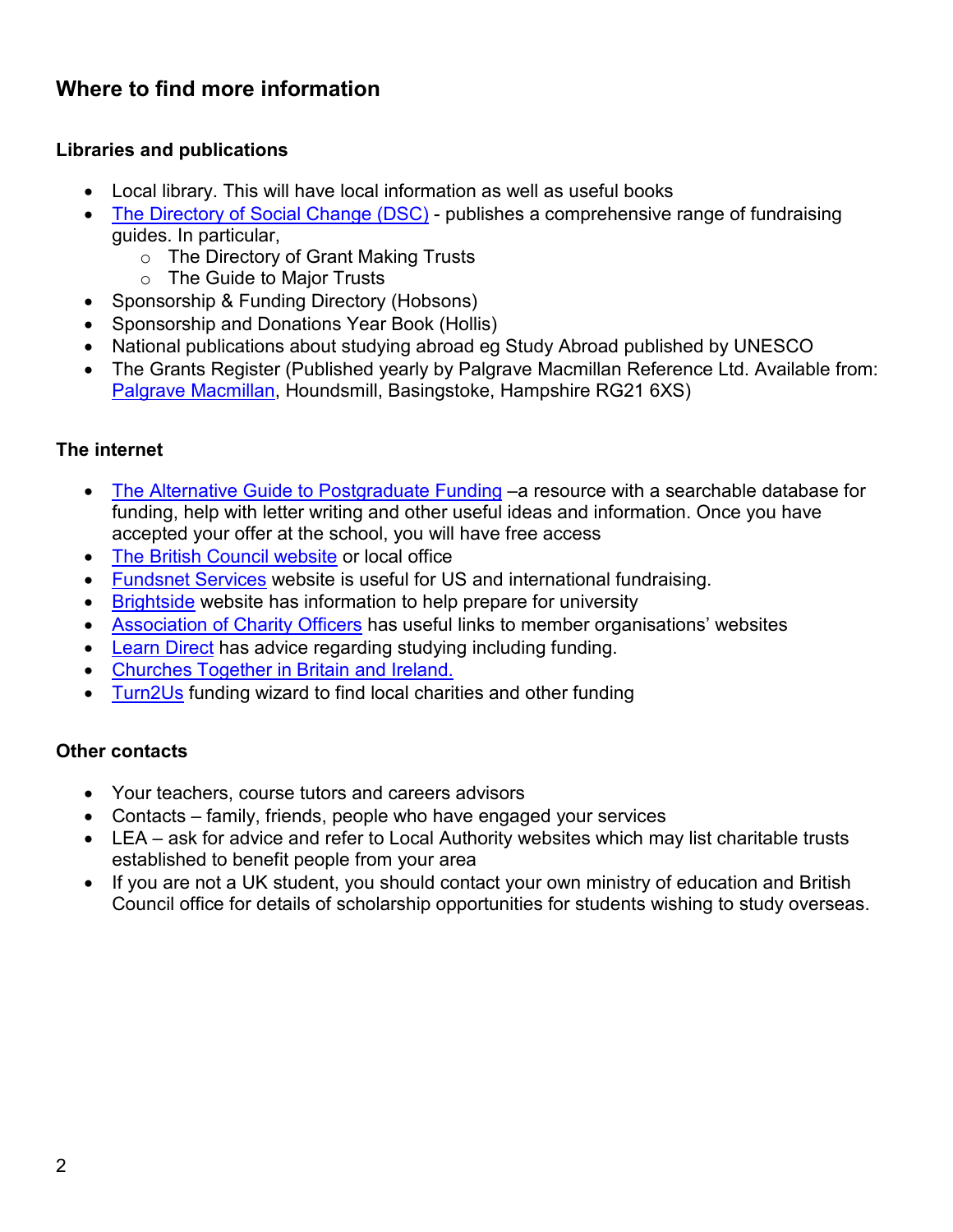## Where to find more information

### Libraries and publications

- Local library. This will have local information as well as useful books
- The Directory of Social Change (DSC) - publishes a comprehensive range of fundraising guides. In particular,
  - The Directory of Grant Making Trusts
  - The Guide to Major Trusts
- Sponsorship & Funding Directory (Hobsons)
- Sponsorship and Donations Year Book (Hollis)
- National publications about studying abroad eg Study Abroad published by UNESCO
- The Grants Register (Published yearly by Palgrave Macmillan Reference Ltd. Available from: Palgrave Macmillan, Houndsmill, Basingstoke, Hampshire RG21 6XS)

### The internet

- The Alternative Guide to Postgraduate Funding –a resource with a searchable database for funding, help with letter writing and other useful ideas and information. Once you have accepted your offer at the school, you will have free access
- The British Council website or local office
- Fundsnet Services website is useful for US and international fundraising.
- Brightside website has information to help prepare for university
- Association of Charity Officers has useful links to member organisations' websites
- Learn Direct has advice regarding studying including funding.
- Churches Together in Britain and Ireland.
- Turn2Us funding wizard to find local charities and other funding

### Other contacts

- Your teachers, course tutors and careers advisors
- Contacts – family, friends, people who have engaged your services
- LEA – ask for advice and refer to Local Authority websites which may list charitable trusts established to benefit people from your area
- If you are not a UK student, you should contact your own ministry of education and British Council office for details of scholarship opportunities for students wishing to study overseas.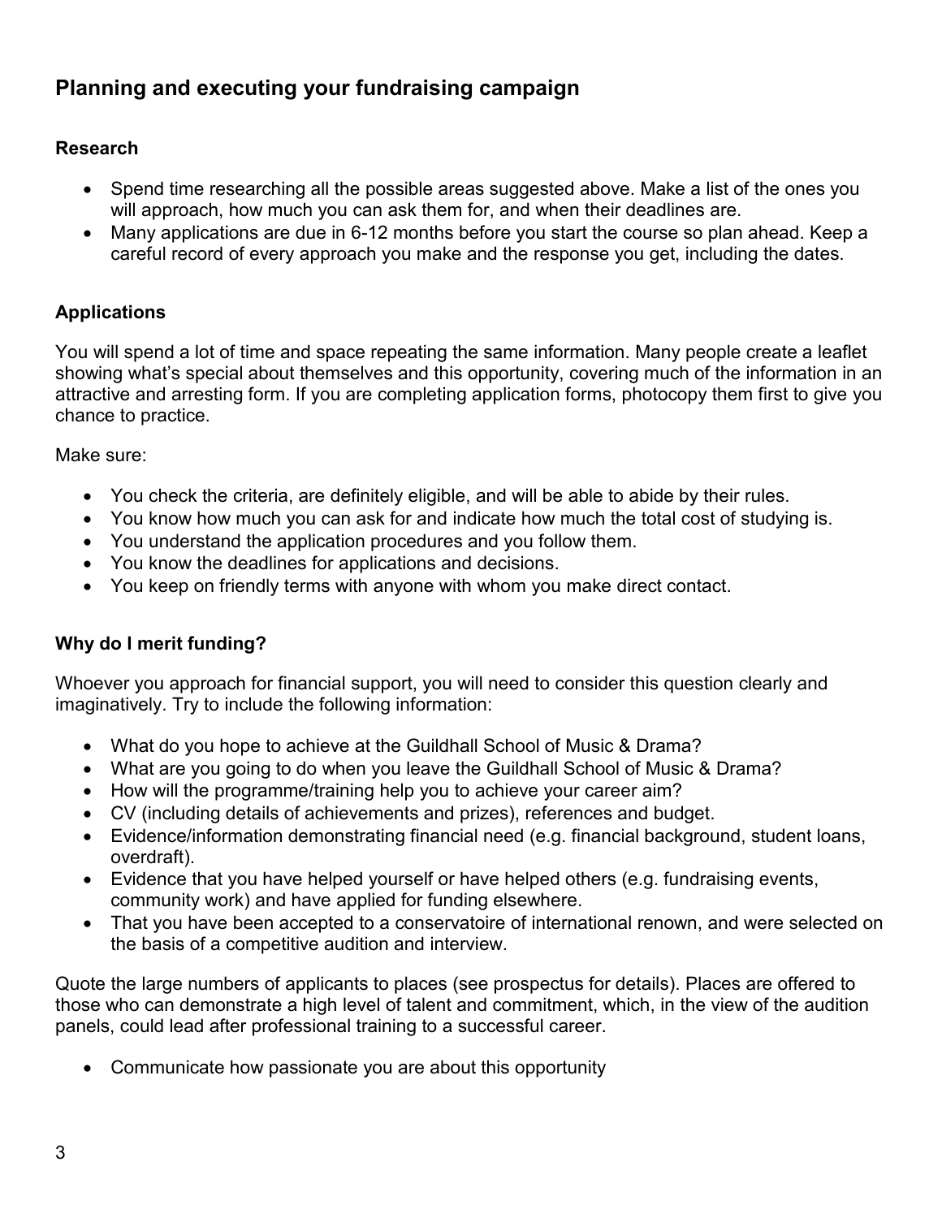## Planning and executing your fundraising campaign

### Research

- Spend time researching all the possible areas suggested above. Make a list of the ones you will approach, how much you can ask them for, and when their deadlines are.
- Many applications are due in 6-12 months before you start the course so plan ahead. Keep a careful record of every approach you make and the response you get, including the dates.

### Applications

You will spend a lot of time and space repeating the same information. Many people create a leaflet showing what's special about themselves and this opportunity, covering much of the information in an attractive and arresting form. If you are completing application forms, photocopy them first to give you chance to practice.

Make sure:

- You check the criteria, are definitely eligible, and will be able to abide by their rules.
- You know how much you can ask for and indicate how much the total cost of studying is.
- You understand the application procedures and you follow them.
- You know the deadlines for applications and decisions.
- You keep on friendly terms with anyone with whom you make direct contact.

### Why do I merit funding?

Whoever you approach for financial support, you will need to consider this question clearly and imaginatively. Try to include the following information:

- What do you hope to achieve at the Guildhall School of Music & Drama?
- What are you going to do when you leave the Guildhall School of Music & Drama?
- How will the programme/training help you to achieve your career aim?
- CV (including details of achievements and prizes), references and budget.
- Evidence/information demonstrating financial need (e.g. financial background, student loans, overdraft).
- Evidence that you have helped yourself or have helped others (e.g. fundraising events, community work) and have applied for funding elsewhere.
- That you have been accepted to a conservatoire of international renown, and were selected on the basis of a competitive audition and interview.

Quote the large numbers of applicants to places (see prospectus for details). Places are offered to those who can demonstrate a high level of talent and commitment, which, in the view of the audition panels, could lead after professional training to a successful career.

- Communicate how passionate you are about this opportunity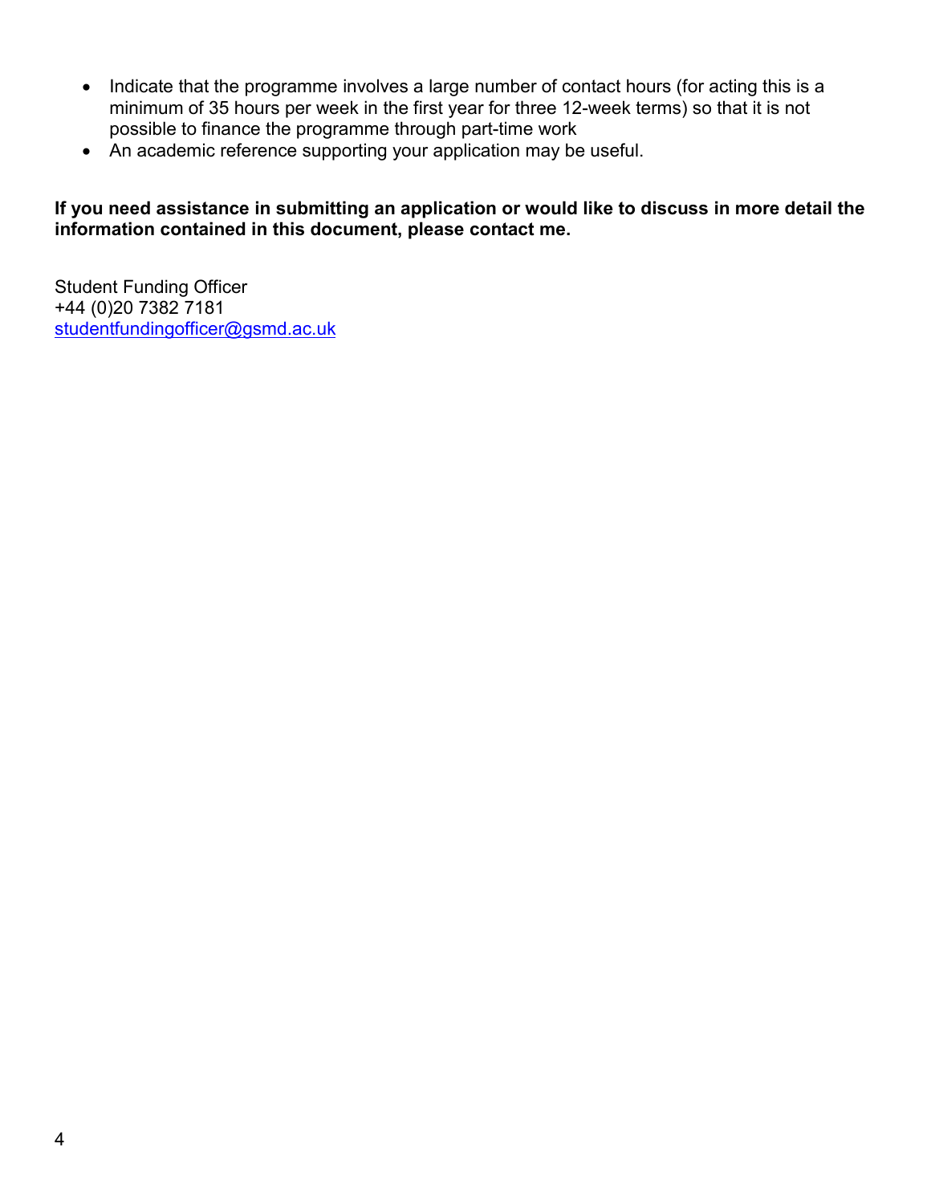- Indicate that the programme involves a large number of contact hours (for acting this is a minimum of 35 hours per week in the first year for three 12-week terms) so that it is not possible to finance the programme through part-time work
- An academic reference supporting your application may be useful.

**If you need assistance in submitting an application or would like to discuss in more detail the information contained in this document, please contact me.**

Student Funding Officer
+44 (0)20 7382 7181
studentfundingofficer@gsmd.ac.uk